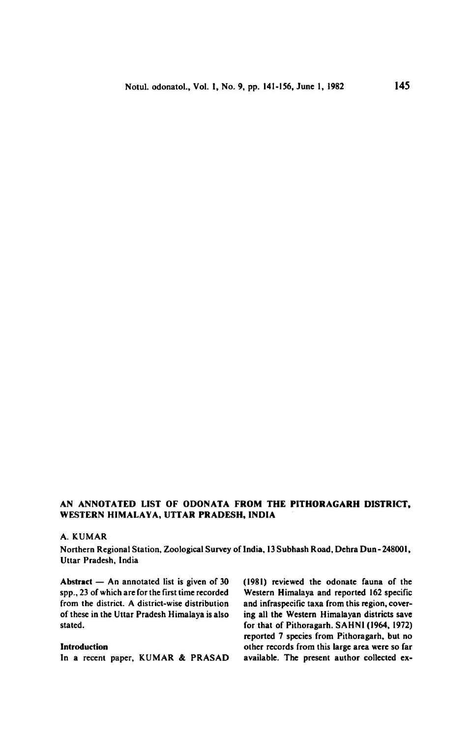## AN ANNOTATED LIST OF ODONATA FROM THE PITHORAGARH DISTRICT, WESTERN HIMALAYA, UTTAR PRADESH, INDIA

A. KUMAR

Northern Regional Station, Zoological Survey of India, 13 Subhash Road, Dehra Dun - 248001, Uttar Pradesh, India

**Abstract** — An annotated list is given of 30 spp., 23 of which are for the first time recorded from the district. A district-wise distribution of these in the Uttar Pradesh Himalaya is also stated.

### Introduction

In a recent paper, KUMAR & PRASAD (1981) reviewed the odonate fauna of the Western Himalaya and reported 162 specific and infraspecific taxa from this region, covering all the Western Himalayan districts save for that of Pithoragarh. SAHNI (1964, 1972) reported 7 species from Pithoragarh, but no other records from this large area were so far available. The present author collected ex-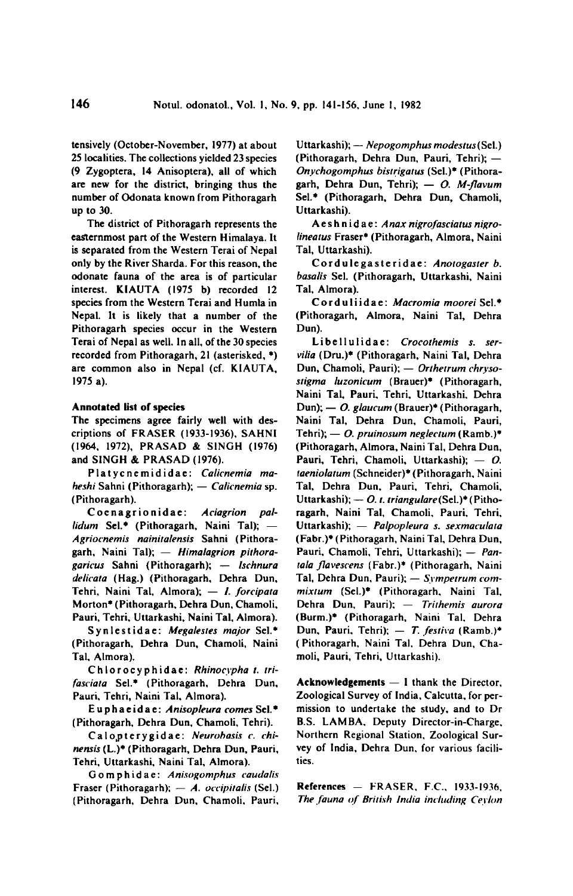tensively (October-November, 1977) at about 25 localities. The collections yielded 23 species (9 Zygoptera, 14 Anisoptera), all of which are new for the district, bringing thus the number of Odonata known from Pithoragarh up to 30.

The district of Pithoragarh represents the easternmost part of the Western Himalaya. It is separated from the Western Terai of Nepal only by the River Sharda. For this reason, the odonate fauna of the area is of particular interest. KIAUTA (1975 b) recorded 12 species from the Western Terai and Humla in Nepal. It is likely that a number of the Pithoragarh species occur in the Western Terai of Nepal as well. In all, of the 30 species recorded from Pithoragarh, 21 (asterisked, *) are common also in Nepal (cf. KIAUTA, 1975 a).

### Annotated list of species

The specimens agree fairly well with descriptions of FRASER (1933-1936), SAHNI (1964, 1972), PRASAD & SINGH (1976) and SINGH & PRASAD (1976).

Platycnemididae: *Calicnemia maheshi* Sahni (Pithoragarh); — *Calicnemia* sp. (Pithoragarh).

Coenagrionidae: *Aciagrion pallidum* Sel.* (Pithoragarh, Naini Tal); — *Agriocnemis nainitalensis* Sahni (Pithoragarh, Naini Tal); — *Himalagrion pithoragaricus* Sahni (Pithoragarh); — *Ischnura delicata* (Hag.) (Pithoragarh, Dehra Dun, Tehri, Naini Tal, Almora); — *I. forcipata* Morton* (Pithoragarh, Dehra Dun, Chamoli, Pauri, Tehri, Uttarkashi, Naini Tal, Almora).

Synlestidae: *Megalestes major* Sel.* (Pithoragarh, Dehra Dun, Chamoli, Naini Tal, Almora).

Chlorocyphidae: *Rhinocypha t. trifasciata* Sel.* (Pithoragarh, Dehra Dun, Pauri, Tehri, Naini Tal, Almora).

Euphaeidae: *Anisopleura comes* Sel.* (Pithoragarh, Dehra Dun, Chamoli, Tehri).

Calopterygidae: *Neurobasis c. chinensis* (L.)* (Pithoragarh, Dehra Dun, Pauri, Tehri, Uttarkashi, Naini Tal, Almora).

Gomphidae: *Anisogomphus caudalis* Fraser (Pithoragarh); — *A. occipitalis* (Sel.) (Pithoragarh, Dehra Dun, Chamoli, Pauri, Uttarkashi); — *Nepogomphus modestus* (Sel.) (Pithoragarh, Dehra Dun, Pauri, Tehri); — *Onychogomphus bistrigatus* (Sel.)* (Pithoragarh, Dehra Dun, Tehri); — *O. M-flavum* Sel.* (Pithoragarh, Dehra Dun, Chamoli, Uttarkashi).

Aeshnidae: *Anax nigrofasciatus nigrolineatus* Fraser* (Pithoragarh, Almora, Naini Tal, Uttarkashi).

Cordulegasteridae: *Anotogaster b. basalis* Sel. (Pithoragarh, Uttarkashi, Naini Tal, Almora).

Corduliidae: *Macromia moorei* Sel.* (Pithoragarh, Almora, Naini Tal, Dehra Dun).

Libellulidae: *Crocothemis s. servilia* (Dru.)* (Pithoragarh, Naini Tal, Dehra Dun, Chamoli, Pauri); — *Orthetrum chrysostigma luzonicum* (Brauer)* (Pithoragarh, Naini Tal, Pauri, Tehri, Uttarkashi, Dehra Dun); — *O. glaucum* (Brauer)* (Pithoragarh, Naini Tal, Dehra Dun, Chamoli, Pauri, Tehri); — *O. pruinosum neglectum* (Ramb.)* (Pithoragarh, Almora, Naini Tal, Dehra Dun, Pauri, Tehri, Chamoli, Uttarkashi); — *O. taeniolatum* (Schneider)* (Pithoragarh, Naini Tal, Dehra Dun, Pauri, Tehri, Chamoli, Uttarkashi); — *O. t. triangulare* (Sel.)* (Pithoragarh, Naini Tal, Chamoli, Pauri, Tehri, Uttarkashi); — *Palpopleura s. sexmaculata* (Fabr.)* (Pithoragarh, Naini Tal, Dehra Dun, Pauri, Chamoli, Tehri, Uttarkashi); — *Pantala flavescens* (Fabr.)* (Pithoragarh, Naini Tal, Dehra Dun, Pauri); — *Sympetrum commixtum* (Sel.)* (Pithoragarh, Naini Tal, Dehra Dun, Pauri); — *Trithemis aurora* (Burm.)* (Pithoragarh, Naini Tal, Dehra Dun, Pauri, Tehri); — *T. festiva* (Ramb.)* (Pithoragarh, Naini Tal, Dehra Dun, Chamoli, Pauri, Tehri, Uttarkashi).

**Acknowledgements** — I thank the Director, Zoological Survey of India, Calcutta, for permission to undertake the study, and to Dr B.S. LAMBA, Deputy Director-in-Charge, Northern Regional Station, Zoological Survey of India, Dehra Dun, for various facilities.

**References** — FRASER, F.C., 1933-1936, *The fauna of British India including Ceylon*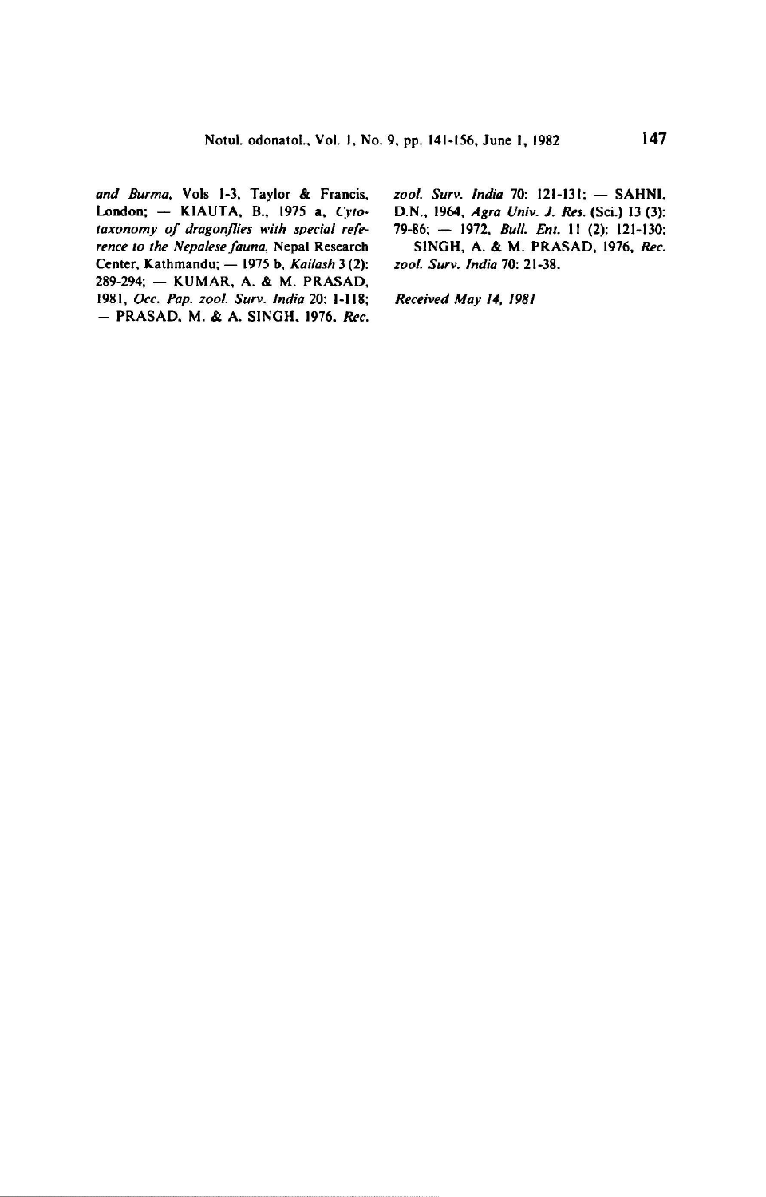*and Burma*, Vols 1-3, Taylor & Francis, London; — KIAUTA, B., 1975 a, *Cytotaxonomy of dragonflies with special reference to the Nepalese fauna*, Nepal Research Center, Kathmandu; — 1975 b, *Kailash* 3 (2): 289-294; — KUMAR, A. & M. PRASAD, 1981, *Occ. Pap. zool. Surv. India* 20: 1-118; — PRASAD, M. & A. SINGH, 1976, *Rec. zool. Surv. India* 70: 121-131; — SAHNI, D.N., 1964, *Agra Univ. J. Res.* (Sci.) 13 (3): 79-86; — 1972, *Bull. Ent.* 11 (2): 121-130; SINGH, A. & M. PRASAD, 1976, *Rec. zool. Surv. India* 70: 21-38.

*Received May 14, 1981*